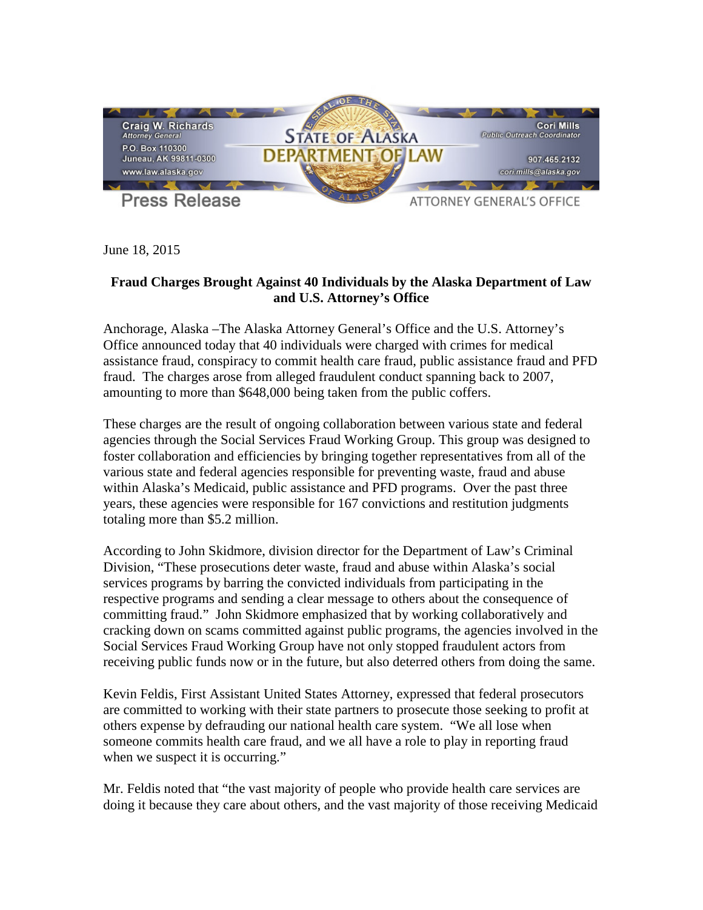Craig W. Richards
*Attorney General*
P.O. Box 110300
Juneau, AK 99811-0300
www.law.alaska.gov

**STATE OF ALASKA**
**DEPARTMENT OF LAW**

Cori Mills
*Public Outreach Coordinator*
907.465.2132
cori.mills@alaska.gov

**Press Release** ATTORNEY GENERAL'S OFFICE

June 18, 2015

**Fraud Charges Brought Against 40 Individuals by the Alaska Department of Law and U.S. Attorney's Office**

Anchorage, Alaska –The Alaska Attorney General's Office and the U.S. Attorney's Office announced today that 40 individuals were charged with crimes for medical assistance fraud, conspiracy to commit health care fraud, public assistance fraud and PFD fraud. The charges arose from alleged fraudulent conduct spanning back to 2007, amounting to more than $648,000 being taken from the public coffers.

These charges are the result of ongoing collaboration between various state and federal agencies through the Social Services Fraud Working Group. This group was designed to foster collaboration and efficiencies by bringing together representatives from all of the various state and federal agencies responsible for preventing waste, fraud and abuse within Alaska's Medicaid, public assistance and PFD programs. Over the past three years, these agencies were responsible for 167 convictions and restitution judgments totaling more than $5.2 million.

According to John Skidmore, division director for the Department of Law's Criminal Division, "These prosecutions deter waste, fraud and abuse within Alaska's social services programs by barring the convicted individuals from participating in the respective programs and sending a clear message to others about the consequence of committing fraud." John Skidmore emphasized that by working collaboratively and cracking down on scams committed against public programs, the agencies involved in the Social Services Fraud Working Group have not only stopped fraudulent actors from receiving public funds now or in the future, but also deterred others from doing the same.

Kevin Feldis, First Assistant United States Attorney, expressed that federal prosecutors are committed to working with their state partners to prosecute those seeking to profit at others expense by defrauding our national health care system. "We all lose when someone commits health care fraud, and we all have a role to play in reporting fraud when we suspect it is occurring."

Mr. Feldis noted that "the vast majority of people who provide health care services are doing it because they care about others, and the vast majority of those receiving Medicaid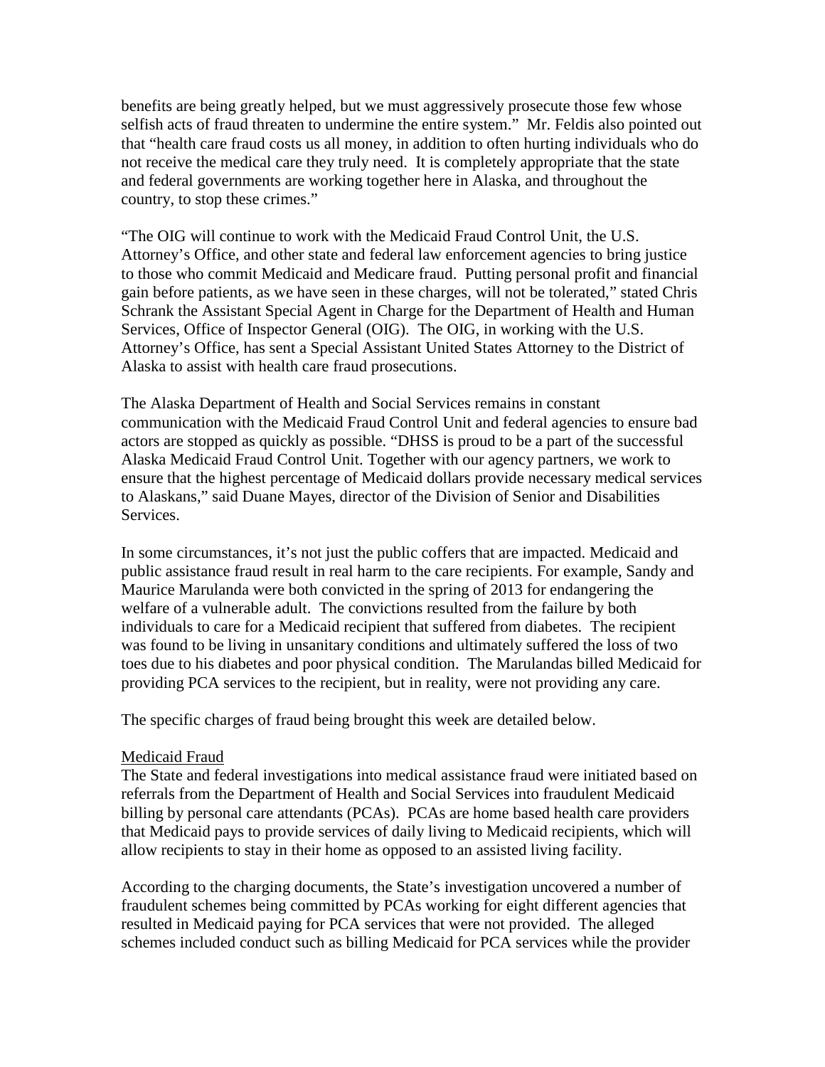benefits are being greatly helped, but we must aggressively prosecute those few whose selfish acts of fraud threaten to undermine the entire system." Mr. Feldis also pointed out that "health care fraud costs us all money, in addition to often hurting individuals who do not receive the medical care they truly need. It is completely appropriate that the state and federal governments are working together here in Alaska, and throughout the country, to stop these crimes."

"The OIG will continue to work with the Medicaid Fraud Control Unit, the U.S. Attorney's Office, and other state and federal law enforcement agencies to bring justice to those who commit Medicaid and Medicare fraud. Putting personal profit and financial gain before patients, as we have seen in these charges, will not be tolerated," stated Chris Schrank the Assistant Special Agent in Charge for the Department of Health and Human Services, Office of Inspector General (OIG). The OIG, in working with the U.S. Attorney's Office, has sent a Special Assistant United States Attorney to the District of Alaska to assist with health care fraud prosecutions.

The Alaska Department of Health and Social Services remains in constant communication with the Medicaid Fraud Control Unit and federal agencies to ensure bad actors are stopped as quickly as possible. "DHSS is proud to be a part of the successful Alaska Medicaid Fraud Control Unit. Together with our agency partners, we work to ensure that the highest percentage of Medicaid dollars provide necessary medical services to Alaskans," said Duane Mayes, director of the Division of Senior and Disabilities Services.

In some circumstances, it's not just the public coffers that are impacted. Medicaid and public assistance fraud result in real harm to the care recipients. For example, Sandy and Maurice Marulanda were both convicted in the spring of 2013 for endangering the welfare of a vulnerable adult. The convictions resulted from the failure by both individuals to care for a Medicaid recipient that suffered from diabetes. The recipient was found to be living in unsanitary conditions and ultimately suffered the loss of two toes due to his diabetes and poor physical condition. The Marulandas billed Medicaid for providing PCA services to the recipient, but in reality, were not providing any care.

The specific charges of fraud being brought this week are detailed below.

## Medicaid Fraud

The State and federal investigations into medical assistance fraud were initiated based on referrals from the Department of Health and Social Services into fraudulent Medicaid billing by personal care attendants (PCAs). PCAs are home based health care providers that Medicaid pays to provide services of daily living to Medicaid recipients, which will allow recipients to stay in their home as opposed to an assisted living facility.

According to the charging documents, the State's investigation uncovered a number of fraudulent schemes being committed by PCAs working for eight different agencies that resulted in Medicaid paying for PCA services that were not provided. The alleged schemes included conduct such as billing Medicaid for PCA services while the provider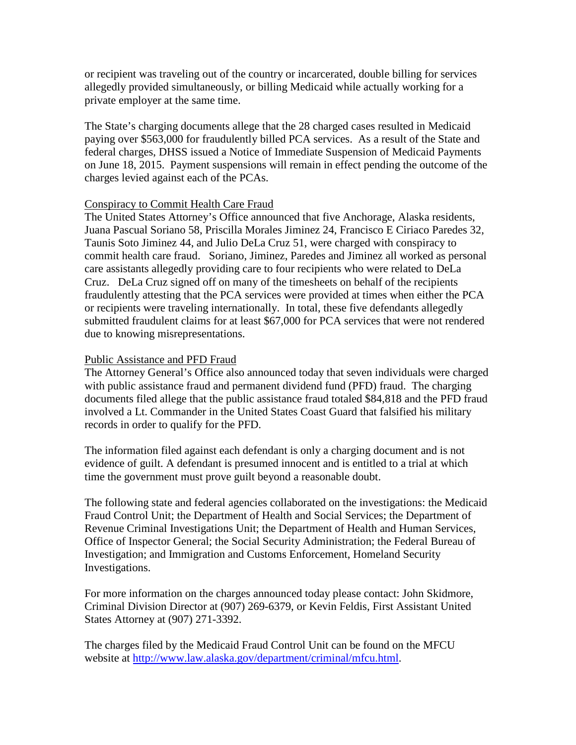or recipient was traveling out of the country or incarcerated, double billing for services allegedly provided simultaneously, or billing Medicaid while actually working for a private employer at the same time.

The State's charging documents allege that the 28 charged cases resulted in Medicaid paying over $563,000 for fraudulently billed PCA services. As a result of the State and federal charges, DHSS issued a Notice of Immediate Suspension of Medicaid Payments on June 18, 2015. Payment suspensions will remain in effect pending the outcome of the charges levied against each of the PCAs.

<u>Conspiracy to Commit Health Care Fraud</u>

The United States Attorney's Office announced that five Anchorage, Alaska residents, Juana Pascual Soriano 58, Priscilla Morales Jiminez 24, Francisco E Ciriaco Paredes 32, Taunis Soto Jiminez 44, and Julio DeLa Cruz 51, were charged with conspiracy to commit health care fraud. Soriano, Jiminez, Paredes and Jiminez all worked as personal care assistants allegedly providing care to four recipients who were related to DeLa Cruz. DeLa Cruz signed off on many of the timesheets on behalf of the recipients fraudulently attesting that the PCA services were provided at times when either the PCA or recipients were traveling internationally. In total, these five defendants allegedly submitted fraudulent claims for at least $67,000 for PCA services that were not rendered due to knowing misrepresentations.

<u>Public Assistance and PFD Fraud</u>

The Attorney General's Office also announced today that seven individuals were charged with public assistance fraud and permanent dividend fund (PFD) fraud. The charging documents filed allege that the public assistance fraud totaled $84,818 and the PFD fraud involved a Lt. Commander in the United States Coast Guard that falsified his military records in order to qualify for the PFD.

The information filed against each defendant is only a charging document and is not evidence of guilt. A defendant is presumed innocent and is entitled to a trial at which time the government must prove guilt beyond a reasonable doubt.

The following state and federal agencies collaborated on the investigations: the Medicaid Fraud Control Unit; the Department of Health and Social Services; the Department of Revenue Criminal Investigations Unit; the Department of Health and Human Services, Office of Inspector General; the Social Security Administration; the Federal Bureau of Investigation; and Immigration and Customs Enforcement, Homeland Security Investigations.

For more information on the charges announced today please contact: John Skidmore, Criminal Division Director at (907) 269-6379, or Kevin Feldis, First Assistant United States Attorney at (907) 271-3392.

The charges filed by the Medicaid Fraud Control Unit can be found on the MFCU website at http://www.law.alaska.gov/department/criminal/mfcu.html.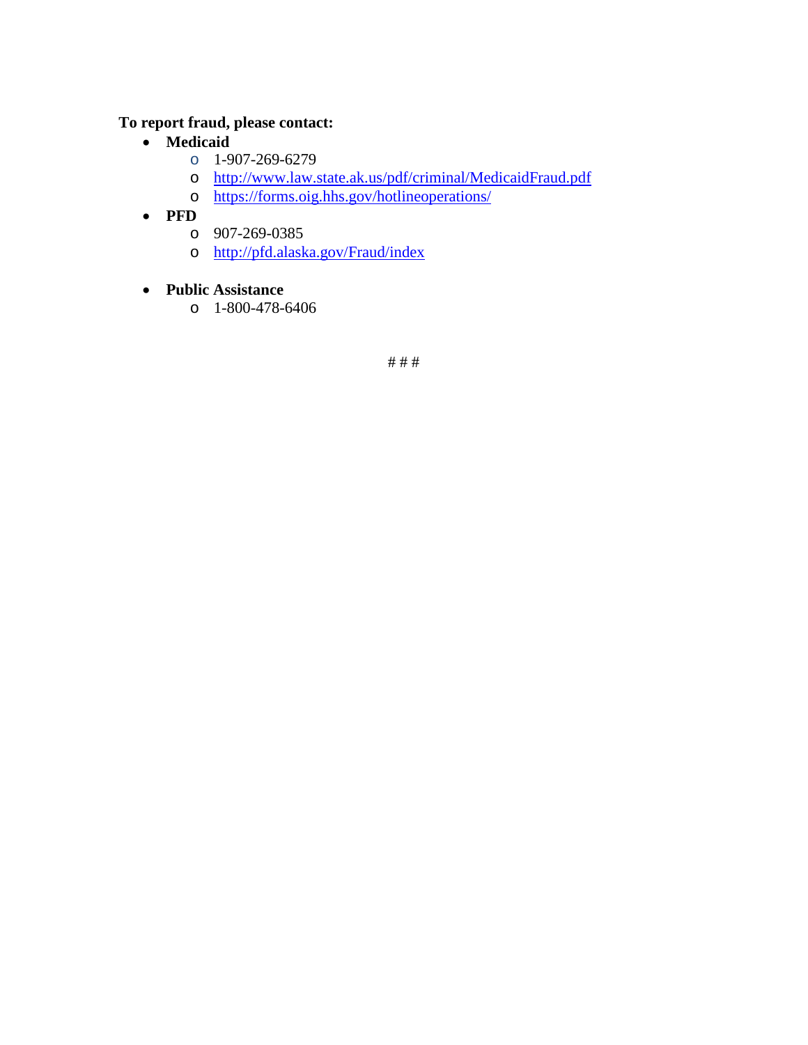**To report fraud, please contact:**

- **Medicaid**
  - 1-907-269-6279
  - http://www.law.state.ak.us/pdf/criminal/MedicaidFraud.pdf
  - https://forms.oig.hhs.gov/hotlineoperations/
- **PFD**
  - 907-269-0385
  - http://pfd.alaska.gov/Fraud/index
- **Public Assistance**
  - 1-800-478-6406

# # #